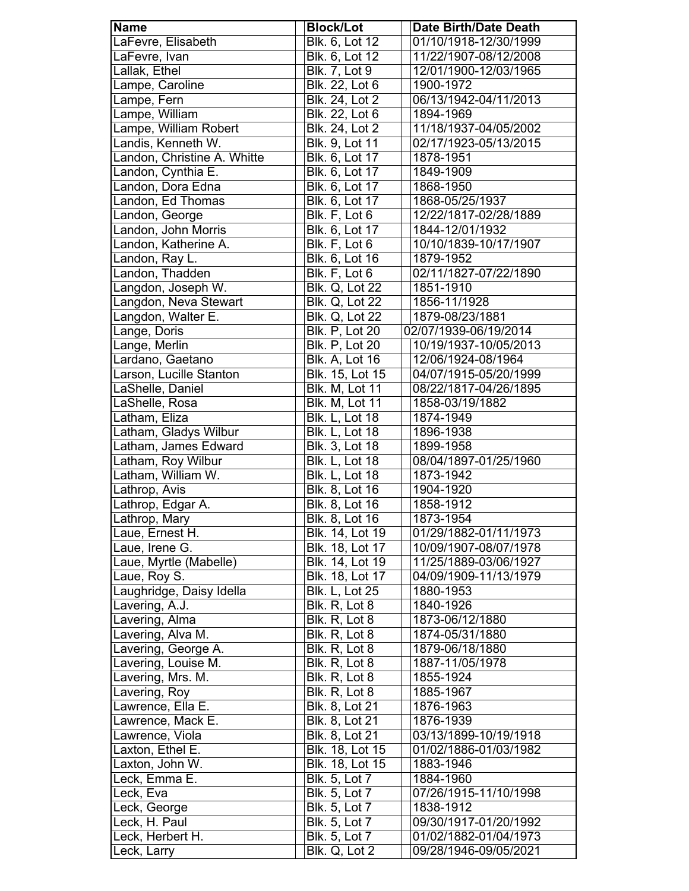| Name | Block/Lot | Date Birth/Date Death |
|---|---|---|
| LaFevre, Elisabeth | Blk. 6, Lot 12 | 01/10/1918-12/30/1999 |
| LaFevre, Ivan | Blk. 6, Lot 12 | 11/22/1907-08/12/2008 |
| Lallak, Ethel | Blk. 7, Lot 9 | 12/01/1900-12/03/1965 |
| Lampe, Caroline | Blk. 22, Lot 6 | 1900-1972 |
| Lampe, Fern | Blk. 24, Lot 2 | 06/13/1942-04/11/2013 |
| Lampe, William | Blk. 22, Lot 6 | 1894-1969 |
| Lampe, William Robert | Blk. 24, Lot 2 | 11/18/1937-04/05/2002 |
| Landis, Kenneth W. | Blk. 9, Lot 11 | 02/17/1923-05/13/2015 |
| Landon, Christine A. Whitte | Blk. 6, Lot 17 | 1878-1951 |
| Landon, Cynthia E. | Blk. 6, Lot 17 | 1849-1909 |
| Landon, Dora Edna | Blk. 6, Lot 17 | 1868-1950 |
| Landon, Ed Thomas | Blk. 6, Lot 17 | 1868-05/25/1937 |
| Landon, George | Blk. F, Lot 6 | 12/22/1817-02/28/1889 |
| Landon, John Morris | Blk. 6, Lot 17 | 1844-12/01/1932 |
| Landon, Katherine A. | Blk. F, Lot 6 | 10/10/1839-10/17/1907 |
| Landon, Ray L. | Blk. 6, Lot 16 | 1879-1952 |
| Landon, Thadden | Blk. F, Lot 6 | 02/11/1827-07/22/1890 |
| Langdon, Joseph W. | Blk. Q, Lot 22 | 1851-1910 |
| Langdon, Neva Stewart | Blk. Q, Lot 22 | 1856-11/1928 |
| Langdon, Walter E. | Blk. Q, Lot 22 | 1879-08/23/1881 |
| Lange, Doris | Blk. P, Lot 20 | 02/07/1939-06/19/2014 |
| Lange, Merlin | Blk. P, Lot 20 | 10/19/1937-10/05/2013 |
| Lardano, Gaetano | Blk. A, Lot 16 | 12/06/1924-08/1964 |
| Larson, Lucille Stanton | Blk. 15, Lot 15 | 04/07/1915-05/20/1999 |
| LaShelle, Daniel | Blk. M, Lot 11 | 08/22/1817-04/26/1895 |
| LaShelle, Rosa | Blk. M, Lot 11 | 1858-03/19/1882 |
| Latham, Eliza | Blk. L, Lot 18 | 1874-1949 |
| Latham, Gladys Wilbur | Blk. L, Lot 18 | 1896-1938 |
| Latham, James Edward | Blk. 3, Lot 18 | 1899-1958 |
| Latham, Roy Wilbur | Blk. L, Lot 18 | 08/04/1897-01/25/1960 |
| Latham, William W. | Blk. L, Lot 18 | 1873-1942 |
| Lathrop, Avis | Blk. 8, Lot 16 | 1904-1920 |
| Lathrop, Edgar A. | Blk. 8, Lot 16 | 1858-1912 |
| Lathrop, Mary | Blk. 8, Lot 16 | 1873-1954 |
| Laue, Ernest H. | Blk. 14, Lot 19 | 01/29/1882-01/11/1973 |
| Laue, Irene G. | Blk. 18, Lot 17 | 10/09/1907-08/07/1978 |
| Laue, Myrtle (Mabelle) | Blk. 14, Lot 19 | 11/25/1889-03/06/1927 |
| Laue, Roy S. | Blk. 18, Lot 17 | 04/09/1909-11/13/1979 |
| Laughridge, Daisy Idella | Blk. L, Lot 25 | 1880-1953 |
| Lavering, A.J. | Blk. R, Lot 8 | 1840-1926 |
| Lavering, Alma | Blk. R, Lot 8 | 1873-06/12/1880 |
| Lavering, Alva M. | Blk. R, Lot 8 | 1874-05/31/1880 |
| Lavering, George A. | Blk. R, Lot 8 | 1879-06/18/1880 |
| Lavering, Louise M. | Blk. R, Lot 8 | 1887-11/05/1978 |
| Lavering, Mrs. M. | Blk. R, Lot 8 | 1855-1924 |
| Lavering, Roy | Blk. R, Lot 8 | 1885-1967 |
| Lawrence, Ella E. | Blk. 8, Lot 21 | 1876-1963 |
| Lawrence, Mack E. | Blk. 8, Lot 21 | 1876-1939 |
| Lawrence, Viola | Blk. 8, Lot 21 | 03/13/1899-10/19/1918 |
| Laxton, Ethel E. | Blk. 18, Lot 15 | 01/02/1886-01/03/1982 |
| Laxton, John W. | Blk. 18, Lot 15 | 1883-1946 |
| Leck, Emma E. | Blk. 5, Lot 7 | 1884-1960 |
| Leck, Eva | Blk. 5, Lot 7 | 07/26/1915-11/10/1998 |
| Leck, George | Blk. 5, Lot 7 | 1838-1912 |
| Leck, H. Paul | Blk. 5, Lot 7 | 09/30/1917-01/20/1992 |
| Leck, Herbert H. | Blk. 5, Lot 7 | 01/02/1882-01/04/1973 |
| Leck, Larry | Blk. Q, Lot 2 | 09/28/1946-09/05/2021 |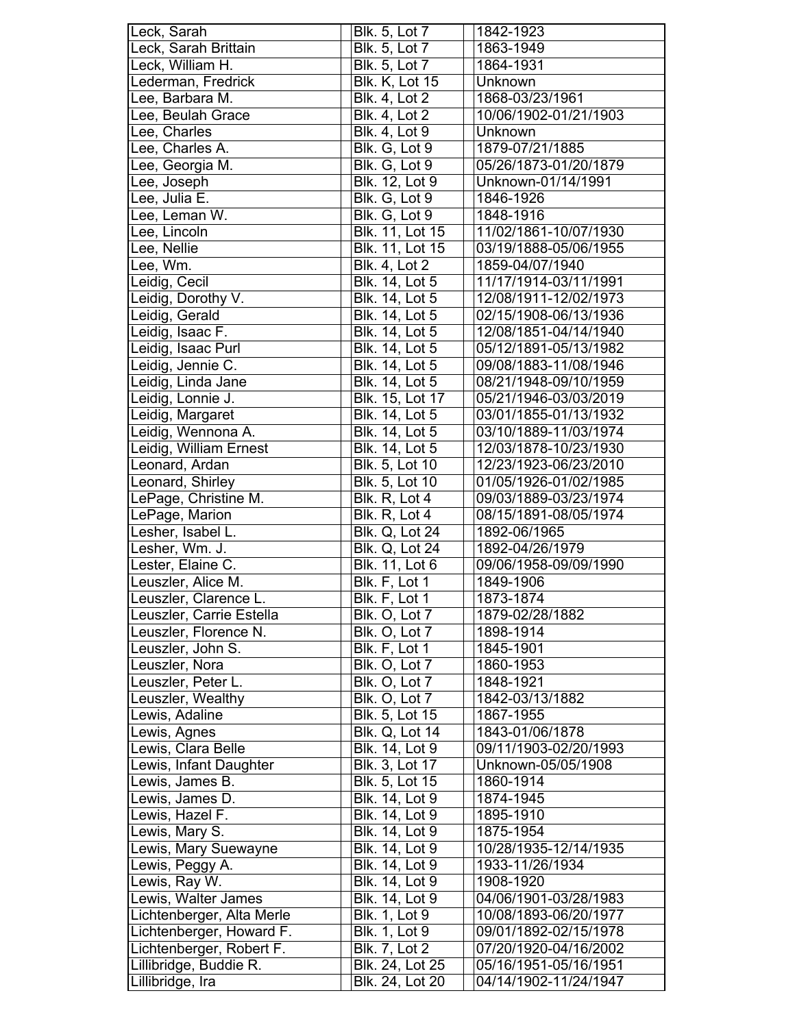| | | |
|---|---|---|
| Leck, Sarah | Blk. 5, Lot 7 | 1842-1923 |
| Leck, Sarah Brittain | Blk. 5, Lot 7 | 1863-1949 |
| Leck, William H. | Blk. 5, Lot 7 | 1864-1931 |
| Lederman, Fredrick | Blk. K, Lot 15 | Unknown |
| Lee, Barbara M. | Blk. 4, Lot 2 | 1868-03/23/1961 |
| Lee, Beulah Grace | Blk. 4, Lot 2 | 10/06/1902-01/21/1903 |
| Lee, Charles | Blk. 4, Lot 9 | Unknown |
| Lee, Charles A. | Blk. G, Lot 9 | 1879-07/21/1885 |
| Lee, Georgia M. | Blk. G, Lot 9 | 05/26/1873-01/20/1879 |
| Lee, Joseph | Blk. 12, Lot 9 | Unknown-01/14/1991 |
| Lee, Julia E. | Blk. G, Lot 9 | 1846-1926 |
| Lee, Leman W. | Blk. G, Lot 9 | 1848-1916 |
| Lee, Lincoln | Blk. 11, Lot 15 | 11/02/1861-10/07/1930 |
| Lee, Nellie | Blk. 11, Lot 15 | 03/19/1888-05/06/1955 |
| Lee, Wm. | Blk. 4, Lot 2 | 1859-04/07/1940 |
| Leidig, Cecil | Blk. 14, Lot 5 | 11/17/1914-03/11/1991 |
| Leidig, Dorothy V. | Blk. 14, Lot 5 | 12/08/1911-12/02/1973 |
| Leidig, Gerald | Blk. 14, Lot 5 | 02/15/1908-06/13/1936 |
| Leidig, Isaac F. | Blk. 14, Lot 5 | 12/08/1851-04/14/1940 |
| Leidig, Isaac Purl | Blk. 14, Lot 5 | 05/12/1891-05/13/1982 |
| Leidig, Jennie C. | Blk. 14, Lot 5 | 09/08/1883-11/08/1946 |
| Leidig, Linda Jane | Blk. 14, Lot 5 | 08/21/1948-09/10/1959 |
| Leidig, Lonnie J. | Blk. 15, Lot 17 | 05/21/1946-03/03/2019 |
| Leidig, Margaret | Blk. 14, Lot 5 | 03/01/1855-01/13/1932 |
| Leidig, Wennona A. | Blk. 14, Lot 5 | 03/10/1889-11/03/1974 |
| Leidig, William Ernest | Blk. 14, Lot 5 | 12/03/1878-10/23/1930 |
| Leonard, Ardan | Blk. 5, Lot 10 | 12/23/1923-06/23/2010 |
| Leonard, Shirley | Blk. 5, Lot 10 | 01/05/1926-01/02/1985 |
| LePage, Christine M. | Blk. R, Lot 4 | 09/03/1889-03/23/1974 |
| LePage, Marion | Blk. R, Lot 4 | 08/15/1891-08/05/1974 |
| Lesher, Isabel L. | Blk. Q, Lot 24 | 1892-06/1965 |
| Lesher, Wm. J. | Blk. Q, Lot 24 | 1892-04/26/1979 |
| Lester, Elaine C. | Blk. 11, Lot 6 | 09/06/1958-09/09/1990 |
| Leuszler, Alice M. | Blk. F, Lot 1 | 1849-1906 |
| Leuszler, Clarence L. | Blk. F, Lot 1 | 1873-1874 |
| Leuszler, Carrie Estella | Blk. O, Lot 7 | 1879-02/28/1882 |
| Leuszler, Florence N. | Blk. O, Lot 7 | 1898-1914 |
| Leuszler, John S. | Blk. F, Lot 1 | 1845-1901 |
| Leuszler, Nora | Blk. O, Lot 7 | 1860-1953 |
| Leuszler, Peter L. | Blk. O, Lot 7 | 1848-1921 |
| Leuszler, Wealthy | Blk. O, Lot 7 | 1842-03/13/1882 |
| Lewis, Adaline | Blk. 5, Lot 15 | 1867-1955 |
| Lewis, Agnes | Blk. Q, Lot 14 | 1843-01/06/1878 |
| Lewis, Clara Belle | Blk. 14, Lot 9 | 09/11/1903-02/20/1993 |
| Lewis, Infant Daughter | Blk. 3, Lot 17 | Unknown-05/05/1908 |
| Lewis, James B. | Blk. 5, Lot 15 | 1860-1914 |
| Lewis, James D. | Blk. 14, Lot 9 | 1874-1945 |
| Lewis, Hazel F. | Blk. 14, Lot 9 | 1895-1910 |
| Lewis, Mary S. | Blk. 14, Lot 9 | 1875-1954 |
| Lewis, Mary Suewayne | Blk. 14, Lot 9 | 10/28/1935-12/14/1935 |
| Lewis, Peggy A. | Blk. 14, Lot 9 | 1933-11/26/1934 |
| Lewis, Ray W. | Blk. 14, Lot 9 | 1908-1920 |
| Lewis, Walter James | Blk. 14, Lot 9 | 04/06/1901-03/28/1983 |
| Lichtenberger, Alta Merle | Blk. 1, Lot 9 | 10/08/1893-06/20/1977 |
| Lichtenberger, Howard F. | Blk. 1, Lot 9 | 09/01/1892-02/15/1978 |
| Lichtenberger, Robert F. | Blk. 7, Lot 2 | 07/20/1920-04/16/2002 |
| Lillibridge, Buddie R. | Blk. 24, Lot 25 | 05/16/1951-05/16/1951 |
| Lillibridge, Ira | Blk. 24, Lot 20 | 04/14/1902-11/24/1947 |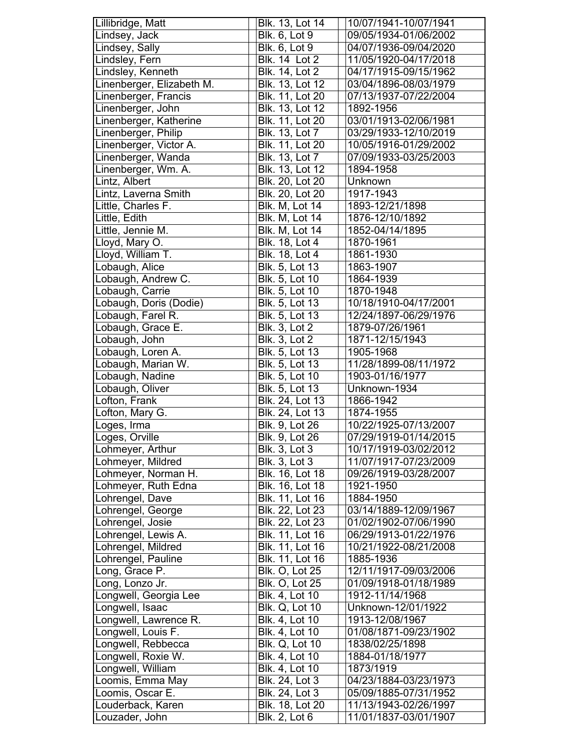| Lillibridge, Matt | Blk. 13, Lot 14 | 10/07/1941-10/07/1941 |
|---|---|---|
| Lindsey, Jack | Blk. 6, Lot 9 | 09/05/1934-01/06/2002 |
| Lindsey, Sally | Blk. 6, Lot 9 | 04/07/1936-09/04/2020 |
| Lindsley, Fern | Blk. 14  Lot 2 | 11/05/1920-04/17/2018 |
| Lindsley, Kenneth | Blk. 14, Lot 2 | 04/17/1915-09/15/1962 |
| Linenberger, Elizabeth M. | Blk. 13, Lot 12 | 03/04/1896-08/03/1979 |
| Linenberger, Francis | Blk. 11, Lot 20 | 07/13/1937-07/22/2004 |
| Linenberger, John | Blk. 13, Lot 12 | 1892-1956 |
| Linenberger, Katherine | Blk. 11, Lot 20 | 03/01/1913-02/06/1981 |
| Linenberger, Philip | Blk. 13, Lot 7 | 03/29/1933-12/10/2019 |
| Linenberger, Victor A. | Blk. 11, Lot 20 | 10/05/1916-01/29/2002 |
| Linenberger, Wanda | Blk. 13, Lot 7 | 07/09/1933-03/25/2003 |
| Linenberger, Wm. A. | Blk. 13, Lot 12 | 1894-1958 |
| Lintz, Albert | Blk. 20, Lot 20 | Unknown |
| Lintz, Laverna Smith | Blk. 20, Lot 20 | 1917-1943 |
| Little, Charles F. | Blk. M, Lot 14 | 1893-12/21/1898 |
| Little, Edith | Blk. M, Lot 14 | 1876-12/10/1892 |
| Little, Jennie M. | Blk. M, Lot 14 | 1852-04/14/1895 |
| Lloyd, Mary O. | Blk. 18, Lot 4 | 1870-1961 |
| Lloyd, William T. | Blk. 18, Lot 4 | 1861-1930 |
| Lobaugh, Alice | Blk. 5, Lot 13 | 1863-1907 |
| Lobaugh, Andrew C. | Blk. 5, Lot 10 | 1864-1939 |
| Lobaugh, Carrie | Blk. 5, Lot 10 | 1870-1948 |
| Lobaugh, Doris (Dodie) | Blk. 5, Lot 13 | 10/18/1910-04/17/2001 |
| Lobaugh, Farel R. | Blk. 5, Lot 13 | 12/24/1897-06/29/1976 |
| Lobaugh, Grace E. | Blk. 3, Lot 2 | 1879-07/26/1961 |
| Lobaugh, John | Blk. 3, Lot 2 | 1871-12/15/1943 |
| Lobaugh, Loren A. | Blk. 5, Lot 13 | 1905-1968 |
| Lobaugh, Marian W. | Blk. 5, Lot 13 | 11/28/1899-08/11/1972 |
| Lobaugh, Nadine | Blk. 5, Lot 10 | 1903-01/16/1977 |
| Lobaugh, Oliver | Blk. 5, Lot 13 | Unknown-1934 |
| Lofton, Frank | Blk. 24, Lot 13 | 1866-1942 |
| Lofton, Mary G. | Blk. 24, Lot 13 | 1874-1955 |
| Loges, Irma | Blk. 9, Lot 26 | 10/22/1925-07/13/2007 |
| Loges, Orville | Blk. 9, Lot 26 | 07/29/1919-01/14/2015 |
| Lohmeyer, Arthur | Blk. 3, Lot 3 | 10/17/1919-03/02/2012 |
| Lohmeyer, Mildred | Blk. 3, Lot 3 | 11/07/1917-07/23/2009 |
| Lohmeyer, Norman H. | Blk. 16, Lot 18 | 09/26/1919-03/28/2007 |
| Lohmeyer, Ruth Edna | Blk. 16, Lot 18 | 1921-1950 |
| Lohrengel, Dave | Blk. 11, Lot 16 | 1884-1950 |
| Lohrengel, George | Blk. 22, Lot 23 | 03/14/1889-12/09/1967 |
| Lohrengel, Josie | Blk. 22, Lot 23 | 01/02/1902-07/06/1990 |
| Lohrengel, Lewis A. | Blk. 11, Lot 16 | 06/29/1913-01/22/1976 |
| Lohrengel, Mildred | Blk. 11, Lot 16 | 10/21/1922-08/21/2008 |
| Lohrengel, Pauline | Blk. 11, Lot 16 | 1885-1936 |
| Long, Grace P. | Blk. O, Lot 25 | 12/11/1917-09/03/2006 |
| Long, Lonzo Jr. | Blk. O, Lot 25 | 01/09/1918-01/18/1989 |
| Longwell, Georgia Lee | Blk. 4, Lot 10 | 1912-11/14/1968 |
| Longwell, Isaac | Blk. Q, Lot 10 | Unknown-12/01/1922 |
| Longwell, Lawrence R. | Blk. 4, Lot 10 | 1913-12/08/1967 |
| Longwell, Louis F. | Blk. 4, Lot 10 | 01/08/1871-09/23/1902 |
| Longwell, Rebbecca | Blk. Q, Lot 10 | 1838/02/25/1898 |
| Longwell, Roxie W. | Blk. 4, Lot 10 | 1884-01/18/1977 |
| Longwell, William | Blk. 4, Lot 10 | 1873/1919 |
| Loomis, Emma May | Blk. 24, Lot 3 | 04/23/1884-03/23/1973 |
| Loomis, Oscar E. | Blk. 24, Lot 3 | 05/09/1885-07/31/1952 |
| Louderback, Karen | Blk. 18, Lot 20 | 11/13/1943-02/26/1997 |
| Louzader, John | Blk. 2, Lot 6 | 11/01/1837-03/01/1907 |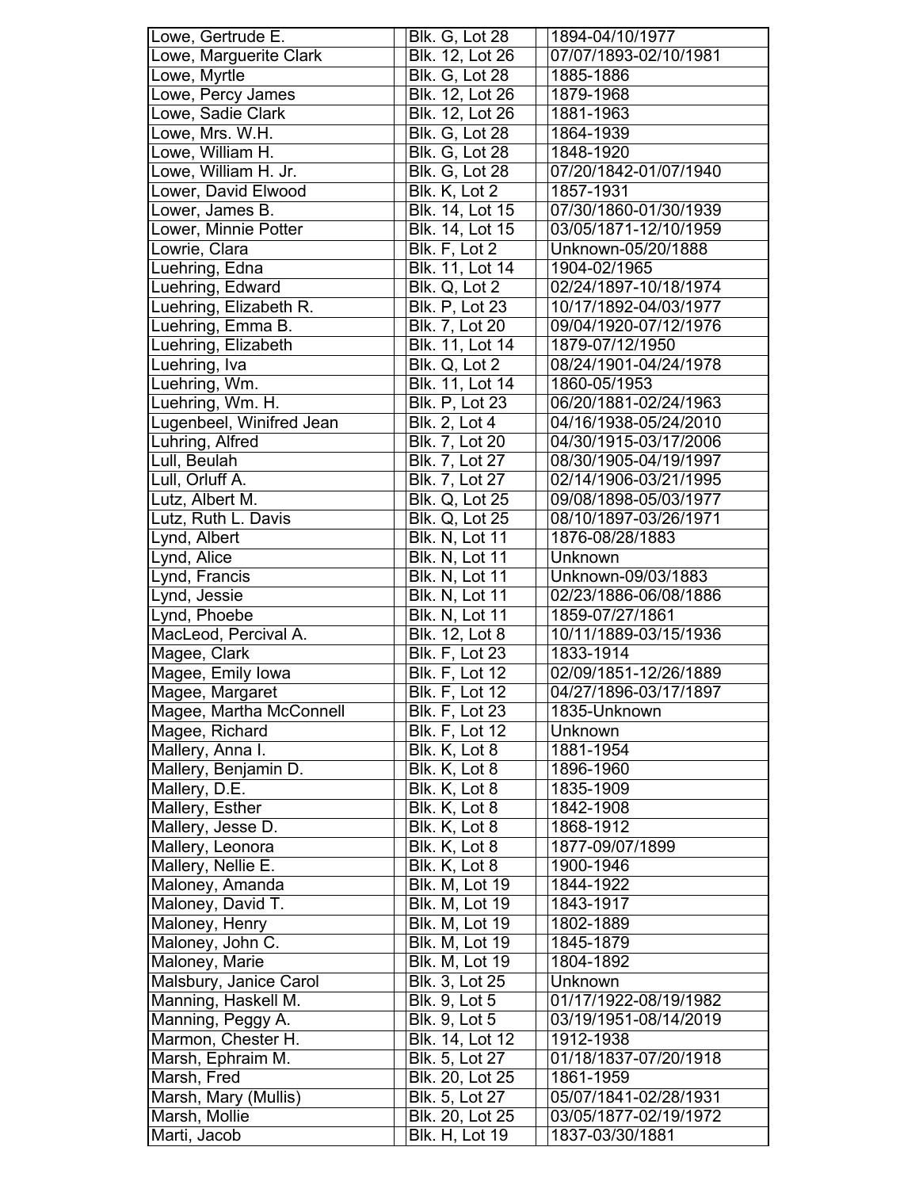| | | |
|---|---|---|
| Lowe, Gertrude E. | Blk. G, Lot 28 | 1894-04/10/1977 |
| Lowe, Marguerite Clark | Blk. 12, Lot 26 | 07/07/1893-02/10/1981 |
| Lowe, Myrtle | Blk. G, Lot 28 | 1885-1886 |
| Lowe, Percy James | Blk. 12, Lot 26 | 1879-1968 |
| Lowe, Sadie Clark | Blk. 12, Lot 26 | 1881-1963 |
| Lowe, Mrs. W.H. | Blk. G, Lot 28 | 1864-1939 |
| Lowe, William H. | Blk. G, Lot 28 | 1848-1920 |
| Lowe, William H. Jr. | Blk. G, Lot 28 | 07/20/1842-01/07/1940 |
| Lower, David Elwood | Blk. K, Lot 2 | 1857-1931 |
| Lower, James B. | Blk. 14, Lot 15 | 07/30/1860-01/30/1939 |
| Lower, Minnie Potter | Blk. 14, Lot 15 | 03/05/1871-12/10/1959 |
| Lowrie, Clara | Blk. F, Lot 2 | Unknown-05/20/1888 |
| Luehring, Edna | Blk. 11, Lot 14 | 1904-02/1965 |
| Luehring, Edward | Blk. Q, Lot 2 | 02/24/1897-10/18/1974 |
| Luehring, Elizabeth R. | Blk. P, Lot 23 | 10/17/1892-04/03/1977 |
| Luehring, Emma B. | Blk. 7, Lot 20 | 09/04/1920-07/12/1976 |
| Luehring, Elizabeth | Blk. 11, Lot 14 | 1879-07/12/1950 |
| Luehring, Iva | Blk. Q, Lot 2 | 08/24/1901-04/24/1978 |
| Luehring, Wm. | Blk. 11, Lot 14 | 1860-05/1953 |
| Luehring, Wm. H. | Blk. P, Lot 23 | 06/20/1881-02/24/1963 |
| Lugenbeel, Winifred Jean | Blk. 2, Lot 4 | 04/16/1938-05/24/2010 |
| Luhring, Alfred | Blk. 7, Lot 20 | 04/30/1915-03/17/2006 |
| Lull, Beulah | Blk. 7, Lot 27 | 08/30/1905-04/19/1997 |
| Lull, Orluff A. | Blk. 7, Lot 27 | 02/14/1906-03/21/1995 |
| Lutz, Albert M. | Blk. Q, Lot 25 | 09/08/1898-05/03/1977 |
| Lutz, Ruth L. Davis | Blk. Q, Lot 25 | 08/10/1897-03/26/1971 |
| Lynd, Albert | Blk. N, Lot 11 | 1876-08/28/1883 |
| Lynd, Alice | Blk. N, Lot 11 | Unknown |
| Lynd, Francis | Blk. N, Lot 11 | Unknown-09/03/1883 |
| Lynd, Jessie | Blk. N, Lot 11 | 02/23/1886-06/08/1886 |
| Lynd, Phoebe | Blk. N, Lot 11 | 1859-07/27/1861 |
| MacLeod, Percival A. | Blk. 12, Lot 8 | 10/11/1889-03/15/1936 |
| Magee, Clark | Blk. F, Lot 23 | 1833-1914 |
| Magee, Emily Iowa | Blk. F, Lot 12 | 02/09/1851-12/26/1889 |
| Magee, Margaret | Blk. F, Lot 12 | 04/27/1896-03/17/1897 |
| Magee, Martha McConnell | Blk. F, Lot 23 | 1835-Unknown |
| Magee, Richard | Blk. F, Lot 12 | Unknown |
| Mallery, Anna I. | Blk. K, Lot 8 | 1881-1954 |
| Mallery, Benjamin D. | Blk. K, Lot 8 | 1896-1960 |
| Mallery, D.E. | Blk. K, Lot 8 | 1835-1909 |
| Mallery, Esther | Blk. K, Lot 8 | 1842-1908 |
| Mallery, Jesse D. | Blk. K, Lot 8 | 1868-1912 |
| Mallery, Leonora | Blk. K, Lot 8 | 1877-09/07/1899 |
| Mallery, Nellie E. | Blk. K, Lot 8 | 1900-1946 |
| Maloney, Amanda | Blk. M, Lot 19 | 1844-1922 |
| Maloney, David T. | Blk. M, Lot 19 | 1843-1917 |
| Maloney, Henry | Blk. M, Lot 19 | 1802-1889 |
| Maloney, John C. | Blk. M, Lot 19 | 1845-1879 |
| Maloney, Marie | Blk. M, Lot 19 | 1804-1892 |
| Malsbury, Janice Carol | Blk. 3, Lot 25 | Unknown |
| Manning, Haskell M. | Blk. 9, Lot 5 | 01/17/1922-08/19/1982 |
| Manning, Peggy A. | Blk. 9, Lot 5 | 03/19/1951-08/14/2019 |
| Marmon, Chester H. | Blk. 14, Lot 12 | 1912-1938 |
| Marsh, Ephraim M. | Blk. 5, Lot 27 | 01/18/1837-07/20/1918 |
| Marsh, Fred | Blk. 20, Lot 25 | 1861-1959 |
| Marsh, Mary (Mullis) | Blk. 5, Lot 27 | 05/07/1841-02/28/1931 |
| Marsh, Mollie | Blk. 20, Lot 25 | 03/05/1877-02/19/1972 |
| Marti, Jacob | Blk. H, Lot 19 | 1837-03/30/1881 |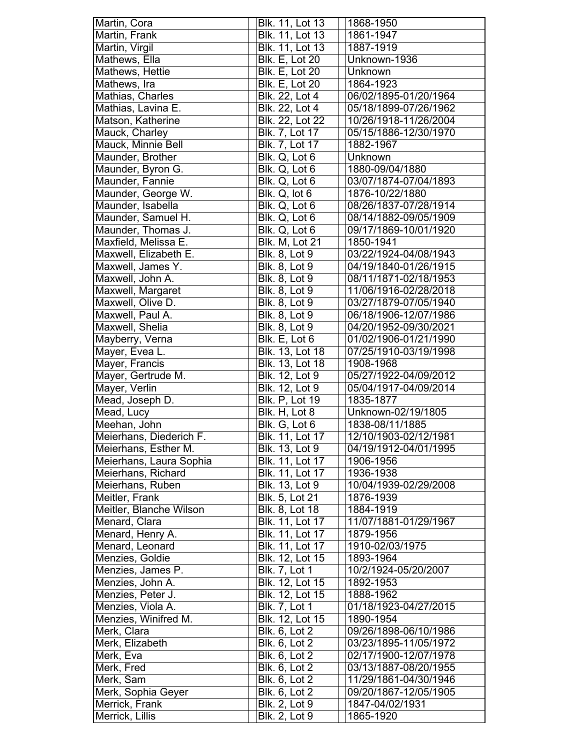| | | |
|---|---|---|
| Martin, Cora | Blk. 11, Lot 13 | 1868-1950 |
| Martin, Frank | Blk. 11, Lot 13 | 1861-1947 |
| Martin, Virgil | Blk. 11, Lot 13 | 1887-1919 |
| Mathews, Ella | Blk. E, Lot 20 | Unknown-1936 |
| Mathews, Hettie | Blk. E, Lot 20 | Unknown |
| Mathews, Ira | Blk. E, Lot 20 | 1864-1923 |
| Mathias, Charles | Blk. 22, Lot 4 | 06/02/1895-01/20/1964 |
| Mathias, Lavina E. | Blk. 22, Lot 4 | 05/18/1899-07/26/1962 |
| Matson, Katherine | Blk. 22, Lot 22 | 10/26/1918-11/26/2004 |
| Mauck, Charley | Blk. 7, Lot 17 | 05/15/1886-12/30/1970 |
| Mauck, Minnie Bell | Blk. 7, Lot 17 | 1882-1967 |
| Maunder, Brother | Blk. Q, Lot 6 | Unknown |
| Maunder, Byron G. | Blk. Q, Lot 6 | 1880-09/04/1880 |
| Maunder, Fannie | Blk. Q, Lot 6 | 03/07/1874-07/04/1893 |
| Maunder, George W. | Blk. Q, lot 6 | 1876-10/22/1880 |
| Maunder, Isabella | Blk. Q, Lot 6 | 08/26/1837-07/28/1914 |
| Maunder, Samuel H. | Blk. Q, Lot 6 | 08/14/1882-09/05/1909 |
| Maunder, Thomas J. | Blk. Q, Lot 6 | 09/17/1869-10/01/1920 |
| Maxfield, Melissa E. | Blk. M, Lot 21 | 1850-1941 |
| Maxwell, Elizabeth E. | Blk. 8, Lot 9 | 03/22/1924-04/08/1943 |
| Maxwell, James Y. | Blk. 8, Lot 9 | 04/19/1840-01/26/1915 |
| Maxwell, John A. | Blk. 8, Lot 9 | 08/11/1871-02/18/1953 |
| Maxwell, Margaret | Blk. 8, Lot 9 | 11/06/1916-02/28/2018 |
| Maxwell, Olive D. | Blk. 8, Lot 9 | 03/27/1879-07/05/1940 |
| Maxwell, Paul A. | Blk. 8, Lot 9 | 06/18/1906-12/07/1986 |
| Maxwell, Shelia | Blk. 8, Lot 9 | 04/20/1952-09/30/2021 |
| Mayberry, Verna | Blk. E, Lot 6 | 01/02/1906-01/21/1990 |
| Mayer, Evea L. | Blk. 13, Lot 18 | 07/25/1910-03/19/1998 |
| Mayer, Francis | Blk. 13, Lot 18 | 1908-1968 |
| Mayer, Gertrude M. | Blk. 12, Lot 9 | 05/27/1922-04/09/2012 |
| Mayer, Verlin | Blk. 12, Lot 9 | 05/04/1917-04/09/2014 |
| Mead, Joseph D. | Blk. P, Lot 19 | 1835-1877 |
| Mead, Lucy | Blk. H, Lot 8 | Unknown-02/19/1805 |
| Meehan, John | Blk. G, Lot 6 | 1838-08/11/1885 |
| Meierhans, Diederich F. | Blk. 11, Lot 17 | 12/10/1903-02/12/1981 |
| Meierhans, Esther M. | Blk. 13, Lot 9 | 04/19/1912-04/01/1995 |
| Meierhans, Laura Sophia | Blk. 11, Lot 17 | 1906-1956 |
| Meierhans, Richard | Blk. 11, Lot 17 | 1936-1938 |
| Meierhans, Ruben | Blk. 13, Lot 9 | 10/04/1939-02/29/2008 |
| Meitler, Frank | Blk. 5, Lot 21 | 1876-1939 |
| Meitler, Blanche Wilson | Blk. 8, Lot 18 | 1884-1919 |
| Menard, Clara | Blk. 11, Lot 17 | 11/07/1881-01/29/1967 |
| Menard, Henry A. | Blk. 11, Lot 17 | 1879-1956 |
| Menard, Leonard | Blk. 11, Lot 17 | 1910-02/03/1975 |
| Menzies, Goldie | Blk. 12, Lot 15 | 1893-1964 |
| Menzies, James P. | Blk. 7, Lot 1 | 10/2/1924-05/20/2007 |
| Menzies, John A. | Blk. 12, Lot 15 | 1892-1953 |
| Menzies, Peter J. | Blk. 12, Lot 15 | 1888-1962 |
| Menzies, Viola A. | Blk. 7, Lot 1 | 01/18/1923-04/27/2015 |
| Menzies, Winifred M. | Blk. 12, Lot 15 | 1890-1954 |
| Merk, Clara | Blk. 6, Lot 2 | 09/26/1898-06/10/1986 |
| Merk, Elizabeth | Blk. 6, Lot 2 | 03/23/1895-11/05/1972 |
| Merk, Eva | Blk. 6, Lot 2 | 02/17/1900-12/07/1978 |
| Merk, Fred | Blk. 6, Lot 2 | 03/13/1887-08/20/1955 |
| Merk, Sam | Blk. 6, Lot 2 | 11/29/1861-04/30/1946 |
| Merk, Sophia Geyer | Blk. 6, Lot 2 | 09/20/1867-12/05/1905 |
| Merrick, Frank | Blk. 2, Lot 9 | 1847-04/02/1931 |
| Merrick, Lillis | Blk. 2, Lot 9 | 1865-1920 |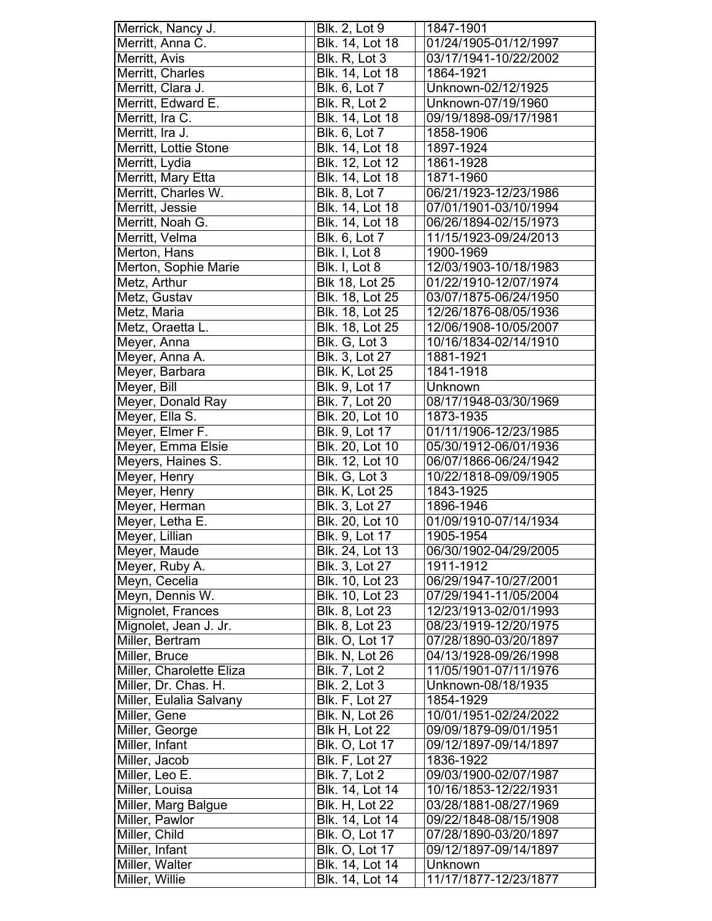| | | |
|---|---|---|
| Merrick, Nancy J. | Blk. 2, Lot 9 | 1847-1901 |
| Merritt, Anna C. | Blk. 14, Lot 18 | 01/24/1905-01/12/1997 |
| Merritt, Avis | Blk. R, Lot 3 | 03/17/1941-10/22/2002 |
| Merritt, Charles | Blk. 14, Lot 18 | 1864-1921 |
| Merritt, Clara J. | Blk. 6, Lot 7 | Unknown-02/12/1925 |
| Merritt, Edward E. | Blk. R, Lot 2 | Unknown-07/19/1960 |
| Merritt, Ira C. | Blk. 14, Lot 18 | 09/19/1898-09/17/1981 |
| Merritt, Ira J. | Blk. 6, Lot 7 | 1858-1906 |
| Merritt, Lottie Stone | Blk. 14, Lot 18 | 1897-1924 |
| Merritt, Lydia | Blk. 12, Lot 12 | 1861-1928 |
| Merritt, Mary Etta | Blk. 14, Lot 18 | 1871-1960 |
| Merritt, Charles W. | Blk. 8, Lot 7 | 06/21/1923-12/23/1986 |
| Merritt, Jessie | Blk. 14, Lot 18 | 07/01/1901-03/10/1994 |
| Merritt, Noah G. | Blk. 14, Lot 18 | 06/26/1894-02/15/1973 |
| Merritt, Velma | Blk. 6, Lot 7 | 11/15/1923-09/24/2013 |
| Merton, Hans | Blk. I, Lot 8 | 1900-1969 |
| Merton, Sophie Marie | Blk. I, Lot 8 | 12/03/1903-10/18/1983 |
| Metz, Arthur | Blk 18, Lot 25 | 01/22/1910-12/07/1974 |
| Metz, Gustav | Blk. 18, Lot 25 | 03/07/1875-06/24/1950 |
| Metz, Maria | Blk. 18, Lot 25 | 12/26/1876-08/05/1936 |
| Metz, Oraetta L. | Blk. 18, Lot 25 | 12/06/1908-10/05/2007 |
| Meyer, Anna | Blk. G, Lot 3 | 10/16/1834-02/14/1910 |
| Meyer, Anna A. | Blk. 3, Lot 27 | 1881-1921 |
| Meyer, Barbara | Blk. K, Lot 25 | 1841-1918 |
| Meyer, Bill | Blk. 9, Lot 17 | Unknown |
| Meyer, Donald Ray | Blk. 7, Lot 20 | 08/17/1948-03/30/1969 |
| Meyer, Ella S. | Blk. 20, Lot 10 | 1873-1935 |
| Meyer, Elmer F. | Blk. 9, Lot 17 | 01/11/1906-12/23/1985 |
| Meyer, Emma Elsie | Blk. 20, Lot 10 | 05/30/1912-06/01/1936 |
| Meyers, Haines S. | Blk. 12, Lot 10 | 06/07/1866-06/24/1942 |
| Meyer, Henry | Blk. G, Lot 3 | 10/22/1818-09/09/1905 |
| Meyer, Henry | Blk. K, Lot 25 | 1843-1925 |
| Meyer, Herman | Blk. 3, Lot 27 | 1896-1946 |
| Meyer, Letha E. | Blk. 20, Lot 10 | 01/09/1910-07/14/1934 |
| Meyer, Lillian | Blk. 9, Lot 17 | 1905-1954 |
| Meyer, Maude | Blk. 24, Lot 13 | 06/30/1902-04/29/2005 |
| Meyer, Ruby A. | Blk. 3, Lot 27 | 1911-1912 |
| Meyn, Cecelia | Blk. 10, Lot 23 | 06/29/1947-10/27/2001 |
| Meyn, Dennis W. | Blk. 10, Lot 23 | 07/29/1941-11/05/2004 |
| Mignolet, Frances | Blk. 8, Lot 23 | 12/23/1913-02/01/1993 |
| Mignolet, Jean J. Jr. | Blk. 8, Lot 23 | 08/23/1919-12/20/1975 |
| Miller, Bertram | Blk. O, Lot 17 | 07/28/1890-03/20/1897 |
| Miller, Bruce | Blk. N, Lot 26 | 04/13/1928-09/26/1998 |
| Miller, Charolette Eliza | Blk. 7, Lot 2 | 11/05/1901-07/11/1976 |
| Miller, Dr. Chas. H. | Blk. 2, Lot 3 | Unknown-08/18/1935 |
| Miller, Eulalia Salvany | Blk. F, Lot 27 | 1854-1929 |
| Miller, Gene | Blk. N, Lot 26 | 10/01/1951-02/24/2022 |
| Miller, George | Blk H, Lot 22 | 09/09/1879-09/01/1951 |
| Miller, Infant | Blk. O, Lot 17 | 09/12/1897-09/14/1897 |
| Miller, Jacob | Blk. F, Lot 27 | 1836-1922 |
| Miller, Leo E. | Blk. 7, Lot 2 | 09/03/1900-02/07/1987 |
| Miller, Louisa | Blk. 14, Lot 14 | 10/16/1853-12/22/1931 |
| Miller, Marg Balgue | Blk. H, Lot 22 | 03/28/1881-08/27/1969 |
| Miller, Pawlor | Blk. 14, Lot 14 | 09/22/1848-08/15/1908 |
| Miller, Child | Blk. O, Lot 17 | 07/28/1890-03/20/1897 |
| Miller, Infant | Blk. O, Lot 17 | 09/12/1897-09/14/1897 |
| Miller, Walter | Blk. 14, Lot 14 | Unknown |
| Miller, Willie | Blk. 14, Lot 14 | 11/17/1877-12/23/1877 |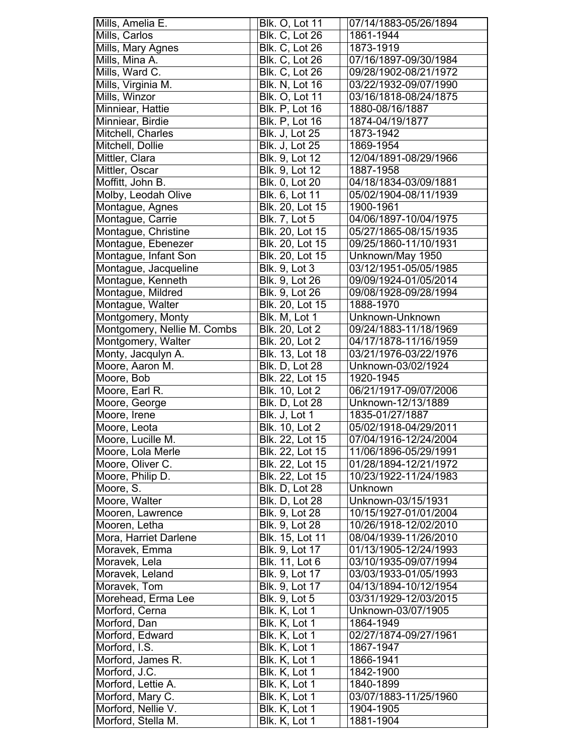| | | |
|---|---|---|
| Mills, Amelia E. | Blk. O, Lot 11 | 07/14/1883-05/26/1894 |
| Mills, Carlos | Blk. C, Lot 26 | 1861-1944 |
| Mills, Mary Agnes | Blk. C, Lot 26 | 1873-1919 |
| Mills, Mina A. | Blk. C, Lot 26 | 07/16/1897-09/30/1984 |
| Mills, Ward C. | Blk. C, Lot 26 | 09/28/1902-08/21/1972 |
| Mills, Virginia M. | Blk. N, Lot 16 | 03/22/1932-09/07/1990 |
| Mills, Winzor | Blk. O, Lot 11 | 03/16/1818-08/24/1875 |
| Minniear, Hattie | Blk. P, Lot 16 | 1880-08/16/1887 |
| Minniear, Birdie | Blk. P, Lot 16 | 1874-04/19/1877 |
| Mitchell, Charles | Blk. J, Lot 25 | 1873-1942 |
| Mitchell, Dollie | Blk. J, Lot 25 | 1869-1954 |
| Mittler, Clara | Blk. 9, Lot 12 | 12/04/1891-08/29/1966 |
| Mittler, Oscar | Blk. 9, Lot 12 | 1887-1958 |
| Moffitt, John B. | Blk. 0, Lot 20 | 04/18/1834-03/09/1881 |
| Molby, Leodah Olive | Blk. 6, Lot 11 | 05/02/1904-08/11/1939 |
| Montague, Agnes | Blk. 20, Lot 15 | 1900-1961 |
| Montague, Carrie | Blk. 7, Lot 5 | 04/06/1897-10/04/1975 |
| Montague, Christine | Blk. 20, Lot 15 | 05/27/1865-08/15/1935 |
| Montague, Ebenezer | Blk. 20, Lot 15 | 09/25/1860-11/10/1931 |
| Montague, Infant Son | Blk. 20, Lot 15 | Unknown/May 1950 |
| Montague, Jacqueline | Blk. 9, Lot 3 | 03/12/1951-05/05/1985 |
| Montague, Kenneth | Blk. 9, Lot 26 | 09/09/1924-01/05/2014 |
| Montague, Mildred | Blk. 9, Lot 26 | 09/08/1928-09/28/1994 |
| Montague, Walter | Blk. 20, Lot 15 | 1888-1970 |
| Montgomery, Monty | Blk. M, Lot 1 | Unknown-Unknown |
| Montgomery, Nellie M. Combs | Blk. 20, Lot 2 | 09/24/1883-11/18/1969 |
| Montgomery, Walter | Blk. 20, Lot 2 | 04/17/1878-11/16/1959 |
| Monty, Jacqulyn A. | Blk. 13, Lot 18 | 03/21/1976-03/22/1976 |
| Moore, Aaron M. | Blk. D, Lot 28 | Unknown-03/02/1924 |
| Moore, Bob | Blk. 22, Lot 15 | 1920-1945 |
| Moore, Earl R. | Blk. 10, Lot 2 | 06/21/1917-09/07/2006 |
| Moore, George | Blk. D, Lot 28 | Unknown-12/13/1889 |
| Moore, Irene | Blk. J, Lot 1 | 1835-01/27/1887 |
| Moore, Leota | Blk. 10, Lot 2 | 05/02/1918-04/29/2011 |
| Moore, Lucille M. | Blk. 22, Lot 15 | 07/04/1916-12/24/2004 |
| Moore, Lola Merle | Blk. 22, Lot 15 | 11/06/1896-05/29/1991 |
| Moore, Oliver C. | Blk. 22, Lot 15 | 01/28/1894-12/21/1972 |
| Moore, Philip D. | Blk. 22, Lot 15 | 10/23/1922-11/24/1983 |
| Moore, S. | Blk. D, Lot 28 | Unknown |
| Moore, Walter | Blk. D, Lot 28 | Unknown-03/15/1931 |
| Mooren, Lawrence | Blk. 9, Lot 28 | 10/15/1927-01/01/2004 |
| Mooren, Letha | Blk. 9, Lot 28 | 10/26/1918-12/02/2010 |
| Mora, Harriet Darlene | Blk. 15, Lot 11 | 08/04/1939-11/26/2010 |
| Moravek, Emma | Blk. 9, Lot 17 | 01/13/1905-12/24/1993 |
| Moravek, Lela | Blk. 11, Lot 6 | 03/10/1935-09/07/1994 |
| Moravek, Leland | Blk. 9, Lot 17 | 03/03/1933-01/05/1993 |
| Moravek, Tom | Blk. 9, Lot 17 | 04/13/1894-10/12/1954 |
| Morehead, Erma Lee | Blk. 9, Lot 5 | 03/31/1929-12/03/2015 |
| Morford, Cerna | Blk. K, Lot 1 | Unknown-03/07/1905 |
| Morford, Dan | Blk. K, Lot 1 | 1864-1949 |
| Morford, Edward | Blk. K, Lot 1 | 02/27/1874-09/27/1961 |
| Morford, I.S. | Blk. K, Lot 1 | 1867-1947 |
| Morford, James R. | Blk. K, Lot 1 | 1866-1941 |
| Morford, J.C. | Blk. K, Lot 1 | 1842-1900 |
| Morford, Lettie A. | Blk. K, Lot 1 | 1840-1899 |
| Morford, Mary C. | Blk. K, Lot 1 | 03/07/1883-11/25/1960 |
| Morford, Nellie V. | Blk. K, Lot 1 | 1904-1905 |
| Morford, Stella M. | Blk. K, Lot 1 | 1881-1904 |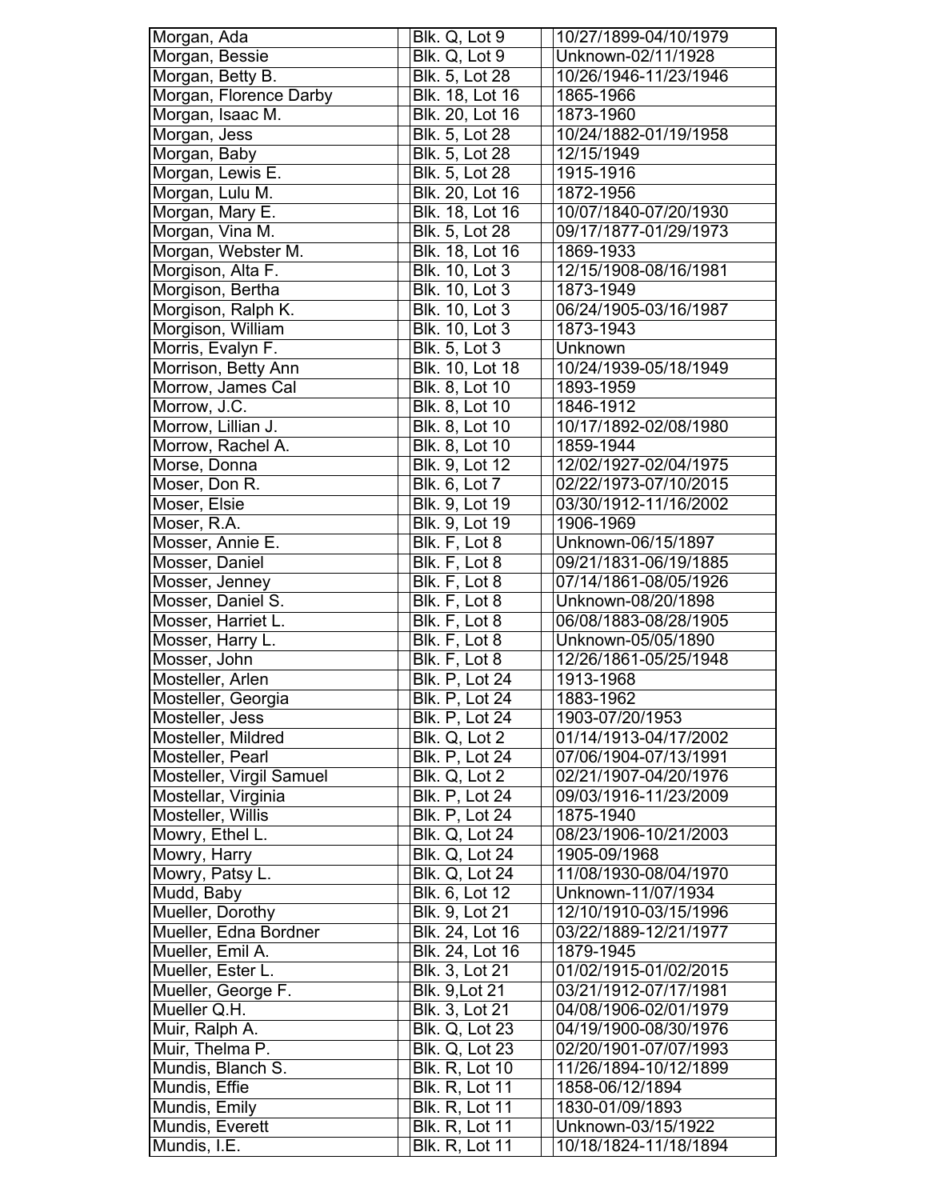| Morgan, Ada | Blk. Q, Lot 9 | 10/27/1899-04/10/1979 |
|---|---|---|
| Morgan, Bessie | Blk. Q, Lot 9 | Unknown-02/11/1928 |
| Morgan, Betty B. | Blk. 5, Lot 28 | 10/26/1946-11/23/1946 |
| Morgan, Florence Darby | Blk. 18, Lot 16 | 1865-1966 |
| Morgan, Isaac M. | Blk. 20, Lot 16 | 1873-1960 |
| Morgan, Jess | Blk. 5, Lot 28 | 10/24/1882-01/19/1958 |
| Morgan, Baby | Blk. 5, Lot 28 | 12/15/1949 |
| Morgan, Lewis E. | Blk. 5, Lot 28 | 1915-1916 |
| Morgan, Lulu M. | Blk. 20, Lot 16 | 1872-1956 |
| Morgan, Mary E. | Blk. 18, Lot 16 | 10/07/1840-07/20/1930 |
| Morgan, Vina M. | Blk. 5, Lot 28 | 09/17/1877-01/29/1973 |
| Morgan, Webster M. | Blk. 18, Lot 16 | 1869-1933 |
| Morgison, Alta F. | Blk. 10, Lot 3 | 12/15/1908-08/16/1981 |
| Morgison, Bertha | Blk. 10, Lot 3 | 1873-1949 |
| Morgison, Ralph K. | Blk. 10, Lot 3 | 06/24/1905-03/16/1987 |
| Morgison, William | Blk. 10, Lot 3 | 1873-1943 |
| Morris, Evalyn F. | Blk. 5, Lot 3 | Unknown |
| Morrison, Betty Ann | Blk. 10, Lot 18 | 10/24/1939-05/18/1949 |
| Morrow, James Cal | Blk. 8, Lot 10 | 1893-1959 |
| Morrow, J.C. | Blk. 8, Lot 10 | 1846-1912 |
| Morrow, Lillian J. | Blk. 8, Lot 10 | 10/17/1892-02/08/1980 |
| Morrow, Rachel A. | Blk. 8, Lot 10 | 1859-1944 |
| Morse, Donna | Blk. 9, Lot 12 | 12/02/1927-02/04/1975 |
| Moser, Don R. | Blk. 6, Lot 7 | 02/22/1973-07/10/2015 |
| Moser, Elsie | Blk. 9, Lot 19 | 03/30/1912-11/16/2002 |
| Moser, R.A. | Blk. 9, Lot 19 | 1906-1969 |
| Mosser, Annie E. | Blk. F, Lot 8 | Unknown-06/15/1897 |
| Mosser, Daniel | Blk. F, Lot 8 | 09/21/1831-06/19/1885 |
| Mosser, Jenney | Blk. F, Lot 8 | 07/14/1861-08/05/1926 |
| Mosser, Daniel S. | Blk. F, Lot 8 | Unknown-08/20/1898 |
| Mosser, Harriet L. | Blk. F, Lot 8 | 06/08/1883-08/28/1905 |
| Mosser, Harry L. | Blk. F, Lot 8 | Unknown-05/05/1890 |
| Mosser, John | Blk. F, Lot 8 | 12/26/1861-05/25/1948 |
| Mosteller, Arlen | Blk. P, Lot 24 | 1913-1968 |
| Mosteller, Georgia | Blk. P, Lot 24 | 1883-1962 |
| Mosteller, Jess | Blk. P, Lot 24 | 1903-07/20/1953 |
| Mosteller, Mildred | Blk. Q, Lot 2 | 01/14/1913-04/17/2002 |
| Mosteller, Pearl | Blk. P, Lot 24 | 07/06/1904-07/13/1991 |
| Mosteller, Virgil Samuel | Blk. Q, Lot 2 | 02/21/1907-04/20/1976 |
| Mostellar, Virginia | Blk. P, Lot 24 | 09/03/1916-11/23/2009 |
| Mosteller, Willis | Blk. P, Lot 24 | 1875-1940 |
| Mowry, Ethel L. | Blk. Q, Lot 24 | 08/23/1906-10/21/2003 |
| Mowry, Harry | Blk. Q, Lot 24 | 1905-09/1968 |
| Mowry, Patsy L. | Blk. Q, Lot 24 | 11/08/1930-08/04/1970 |
| Mudd, Baby | Blk. 6, Lot 12 | Unknown-11/07/1934 |
| Mueller, Dorothy | Blk. 9, Lot 21 | 12/10/1910-03/15/1996 |
| Mueller, Edna Bordner | Blk. 24, Lot 16 | 03/22/1889-12/21/1977 |
| Mueller, Emil A. | Blk. 24, Lot 16 | 1879-1945 |
| Mueller, Ester L. | Blk. 3, Lot 21 | 01/02/1915-01/02/2015 |
| Mueller, George F. | Blk. 9,Lot 21 | 03/21/1912-07/17/1981 |
| Mueller Q.H. | Blk. 3, Lot 21 | 04/08/1906-02/01/1979 |
| Muir, Ralph A. | Blk. Q, Lot 23 | 04/19/1900-08/30/1976 |
| Muir, Thelma P. | Blk. Q, Lot 23 | 02/20/1901-07/07/1993 |
| Mundis, Blanch S. | Blk. R, Lot 10 | 11/26/1894-10/12/1899 |
| Mundis, Effie | Blk. R, Lot 11 | 1858-06/12/1894 |
| Mundis, Emily | Blk. R, Lot 11 | 1830-01/09/1893 |
| Mundis, Everett | Blk. R, Lot 11 | Unknown-03/15/1922 |
| Mundis, I.E. | Blk. R, Lot 11 | 10/18/1824-11/18/1894 |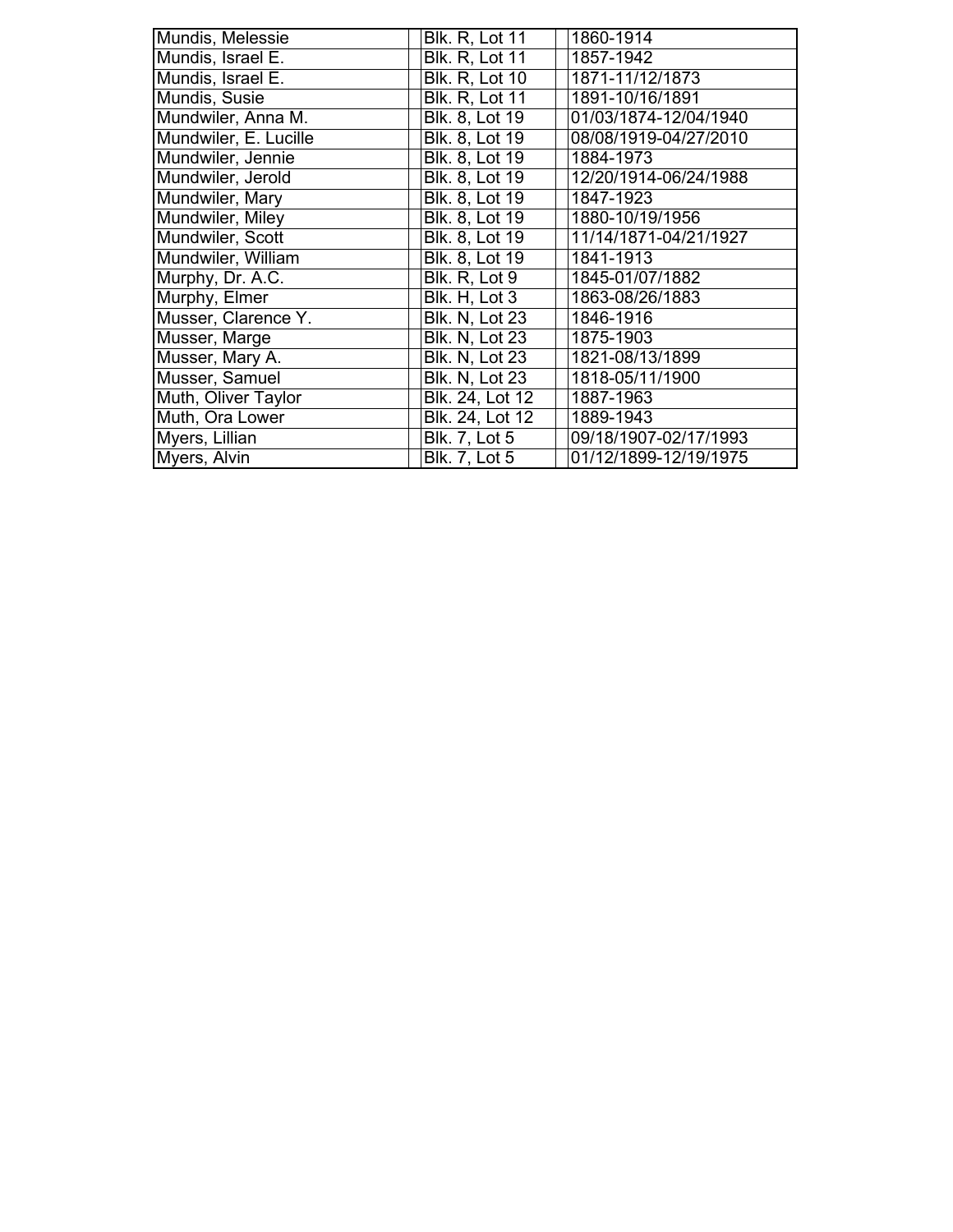| | | |
|---|---|---|
| Mundis, Melessie | Blk. R, Lot 11 | 1860-1914 |
| Mundis, Israel E. | Blk. R, Lot 11 | 1857-1942 |
| Mundis, Israel E. | Blk. R, Lot 10 | 1871-11/12/1873 |
| Mundis, Susie | Blk. R, Lot 11 | 1891-10/16/1891 |
| Mundwiler, Anna M. | Blk. 8, Lot 19 | 01/03/1874-12/04/1940 |
| Mundwiler, E. Lucille | Blk. 8, Lot 19 | 08/08/1919-04/27/2010 |
| Mundwiler, Jennie | Blk. 8, Lot 19 | 1884-1973 |
| Mundwiler, Jerold | Blk. 8, Lot 19 | 12/20/1914-06/24/1988 |
| Mundwiler, Mary | Blk. 8, Lot 19 | 1847-1923 |
| Mundwiler, Miley | Blk. 8, Lot 19 | 1880-10/19/1956 |
| Mundwiler, Scott | Blk. 8, Lot 19 | 11/14/1871-04/21/1927 |
| Mundwiler, William | Blk. 8, Lot 19 | 1841-1913 |
| Murphy, Dr. A.C. | Blk. R, Lot 9 | 1845-01/07/1882 |
| Murphy, Elmer | Blk. H, Lot 3 | 1863-08/26/1883 |
| Musser, Clarence Y. | Blk. N, Lot 23 | 1846-1916 |
| Musser, Marge | Blk. N, Lot 23 | 1875-1903 |
| Musser, Mary A. | Blk. N, Lot 23 | 1821-08/13/1899 |
| Musser, Samuel | Blk. N, Lot 23 | 1818-05/11/1900 |
| Muth, Oliver Taylor | Blk. 24, Lot 12 | 1887-1963 |
| Muth, Ora Lower | Blk. 24, Lot 12 | 1889-1943 |
| Myers, Lillian | Blk. 7, Lot 5 | 09/18/1907-02/17/1993 |
| Myers, Alvin | Blk. 7, Lot 5 | 01/12/1899-12/19/1975 |